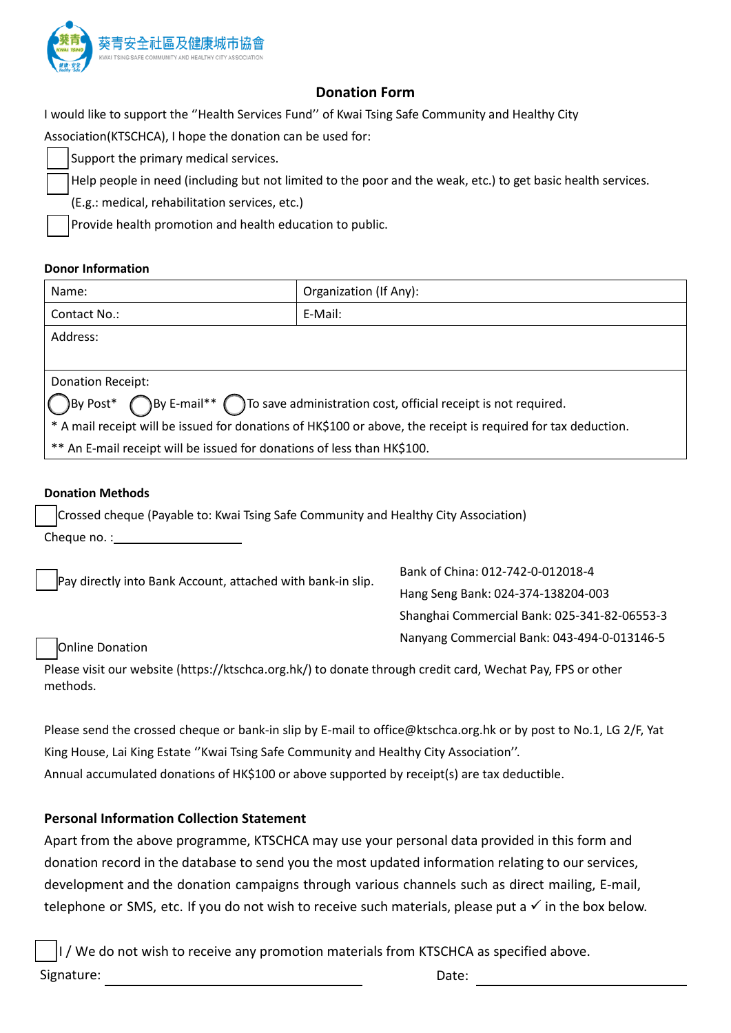葵青安全社區及健康城市協會
KWAI TSING SAFE COMMUNITY AND HEALTHY CITY ASSOCIATION

## Donation Form

I would like to support the "Health Services Fund" of Kwai Tsing Safe Community and Healthy City Association(KTSCHCA), I hope the donation can be used for:

☐ Support the primary medical services.

☐ Help people in need (including but not limited to the poor and the weak, etc.) to get basic health services. (E.g.: medical, rehabilitation services, etc.)

☐ Provide health promotion and health education to public.

### Donor Information

| Name: | Organization (If Any): |
|---|---|
| Contact No.: | E-Mail: |
| Address: | |
| Donation Receipt: ◯ By Post* ◯ By E-mail** ◯ To save administration cost, official receipt is not required. | |
| * A mail receipt will be issued for donations of HK$100 or above, the receipt is required for tax deduction. | |
| ** An E-mail receipt will be issued for donations of less than HK$100. | |

### Donation Methods

☐ Crossed cheque (Payable to: Kwai Tsing Safe Community and Healthy City Association)

Cheque no. : ____________________

☐ Pay directly into Bank Account, attached with bank-in slip.

Bank of China: 012-742-0-012018-4
Hang Seng Bank: 024-374-138204-003
Shanghai Commercial Bank: 025-341-82-06553-3
Nanyang Commercial Bank: 043-494-0-013146-5

☐ Online Donation

Please visit our website (https://ktschca.org.hk/) to donate through credit card, Wechat Pay, FPS or other methods.

Please send the crossed cheque or bank-in slip by E-mail to office@ktschca.org.hk or by post to No.1, LG 2/F, Yat King House, Lai King Estate "Kwai Tsing Safe Community and Healthy City Association".
Annual accumulated donations of HK$100 or above supported by receipt(s) are tax deductible.

### Personal Information Collection Statement

Apart from the above programme, KTSCHCA may use your personal data provided in this form and donation record in the database to send you the most updated information relating to our services, development and the donation campaigns through various channels such as direct mailing, E-mail, telephone or SMS, etc. If you do not wish to receive such materials, please put a ✓ in the box below.

☐ I / We do not wish to receive any promotion materials from KTSCHCA as specified above.

Signature: ______________________________ Date: ______________________________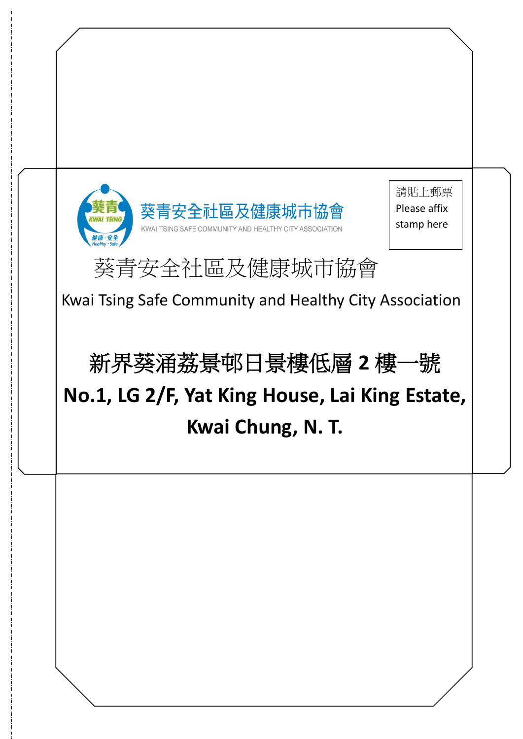葵青安全社區及健康城市協會
KWAI TSING SAFE COMMUNITY AND HEALTHY CITY ASSOCIATION

請貼上郵票
Please affix stamp here

葵青安全社區及健康城市協會

Kwai Tsing Safe Community and Healthy City Association

**新界葵涌荔景邨日景樓低層 2 樓一號**

**No.1, LG 2/F, Yat King House, Lai King Estate, Kwai Chung, N. T.**